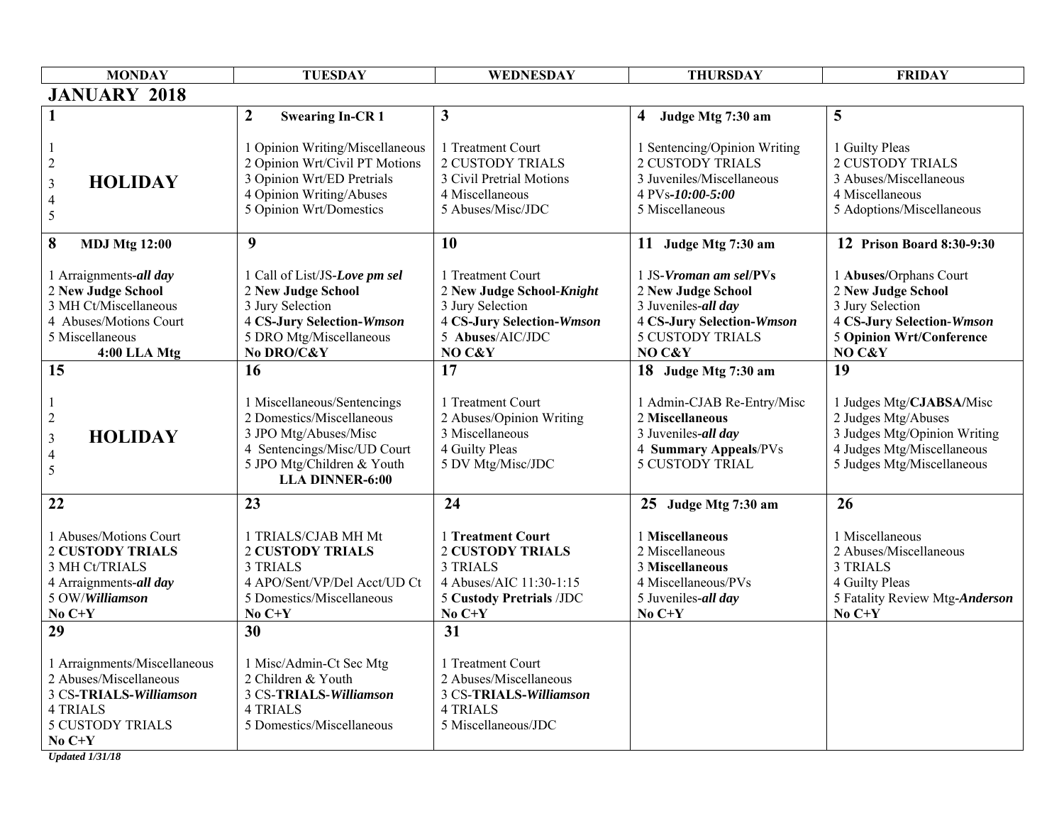## JANUARY 2018

| MONDAY | TUESDAY | WEDNESDAY | THURSDAY | FRIDAY |
|---|---|---|---|---|
| **1**<br><br>1<br>2<br>3 **HOLIDAY**<br>4<br>5 | **2 Swearing In-CR 1**<br><br>1 Opinion Writing/Miscellaneous<br>2 Opinion Wrt/Civil PT Motions<br>3 Opinion Wrt/ED Pretrials<br>4 Opinion Writing/Abuses<br>5 Opinion Wrt/Domestics | **3**<br><br>1 Treatment Court<br>2 CUSTODY TRIALS<br>3 Civil Pretrial Motions<br>4 Miscellaneous<br>5 Abuses/Misc/JDC | **4 Judge Mtg 7:30 am**<br><br>1 Sentencing/Opinion Writing<br>2 CUSTODY TRIALS<br>3 Juveniles/Miscellaneous<br>4 PVs-***10:00-5:00***<br>5 Miscellaneous | **5**<br><br>1 Guilty Pleas<br>2 CUSTODY TRIALS<br>3 Abuses/Miscellaneous<br>4 Miscellaneous<br>5 Adoptions/Miscellaneous |
| **8 MDJ Mtg 12:00**<br><br>1 Arraignments-***all day***<br>2 **New Judge School**<br>3 MH Ct/Miscellaneous<br>4 Abuses/Motions Court<br>5 Miscellaneous<br>**4:00 LLA Mtg** | **9**<br><br>1 Call of List/JS-***Love pm sel***<br>2 **New Judge School**<br>3 Jury Selection<br>4 **CS-Jury Selection-*Wmson***<br>5 DRO Mtg/Miscellaneous<br>**No DRO/C&Y** | **10**<br><br>1 Treatment Court<br>2 **New Judge School-*Knight***<br>3 Jury Selection<br>4 **CS-Jury Selection-*Wmson***<br>5 **Abuses**/AIC/JDC<br>**NO C&Y** | **11 Judge Mtg 7:30 am**<br><br>1 JS-***Vroman am sel*/PVs**<br>2 **New Judge School**<br>3 Juveniles-***all day***<br>4 **CS-Jury Selection-*Wmson***<br>5 CUSTODY TRIALS<br>**NO C&Y** | **12 Prison Board 8:30-9:30**<br><br>1 **Abuses/**Orphans Court<br>2 **New Judge School**<br>3 Jury Selection<br>4 **CS-Jury Selection-*Wmson***<br>5 **Opinion Wrt/Conference**<br>**NO C&Y** |
| **15**<br><br>1<br>2<br>3 **HOLIDAY**<br>4<br>5 | **16**<br><br>1 Miscellaneous/Sentencings<br>2 Domestics/Miscellaneous<br>3 JPO Mtg/Abuses/Misc<br>4 Sentencings/Misc/UD Court<br>5 JPO Mtg/Children & Youth<br>**LLA DINNER-6:00** | **17**<br><br>1 Treatment Court<br>2 Abuses/Opinion Writing<br>3 Miscellaneous<br>4 Guilty Pleas<br>5 DV Mtg/Misc/JDC | **18 Judge Mtg 7:30 am**<br><br>1 Admin-CJAB Re-Entry/Misc<br>2 **Miscellaneous**<br>3 Juveniles-***all day***<br>4 **Summary Appeals**/PVs<br>5 CUSTODY TRIAL | **19**<br><br>1 Judges Mtg/**CJABSA/**Misc<br>2 Judges Mtg/Abuses<br>3 Judges Mtg/Opinion Writing<br>4 Judges Mtg/Miscellaneous<br>5 Judges Mtg/Miscellaneous |
| **22**<br><br>1 Abuses/Motions Court<br>2 **CUSTODY TRIALS**<br>3 MH Ct/TRIALS<br>4 Arraignments-***all day***<br>5 OW/***Williamson***<br>**No C+Y** | **23**<br><br>1 TRIALS/CJAB MH Mt<br>2 **CUSTODY TRIALS**<br>3 TRIALS<br>4 APO/Sent/VP/Del Acct/UD Ct<br>5 Domestics/Miscellaneous<br>**No C+Y** | **24**<br><br>1 **Treatment Court**<br>2 **CUSTODY TRIALS**<br>3 TRIALS<br>4 Abuses/AIC 11:30-1:15<br>5 **Custody Pretrials** /JDC<br>**No C+Y** | **25 Judge Mtg 7:30 am**<br><br>1 **Miscellaneous**<br>2 Miscellaneous<br>3 **Miscellaneous**<br>4 Miscellaneous/PVs<br>5 Juveniles-***all day***<br>**No C+Y** | **26**<br><br>1 Miscellaneous<br>2 Abuses/Miscellaneous<br>3 TRIALS<br>4 Guilty Pleas<br>5 Fatality Review Mtg-***Anderson***<br>**No C+Y** |
| **29**<br><br>1 Arraignments/Miscellaneous<br>2 Abuses/Miscellaneous<br>3 CS-**TRIALS-*Williamson***<br>4 TRIALS<br>5 CUSTODY TRIALS<br>**No C+Y** | **30**<br><br>1 Misc/Admin-Ct Sec Mtg<br>2 Children & Youth<br>3 CS-**TRIALS-*Williamson***<br>4 TRIALS<br>5 Domestics/Miscellaneous | **31**<br><br>1 Treatment Court<br>2 Abuses/Miscellaneous<br>3 CS-**TRIALS-*Williamson***<br>4 TRIALS<br>5 Miscellaneous/JDC | | |

***Updated 1/31/18***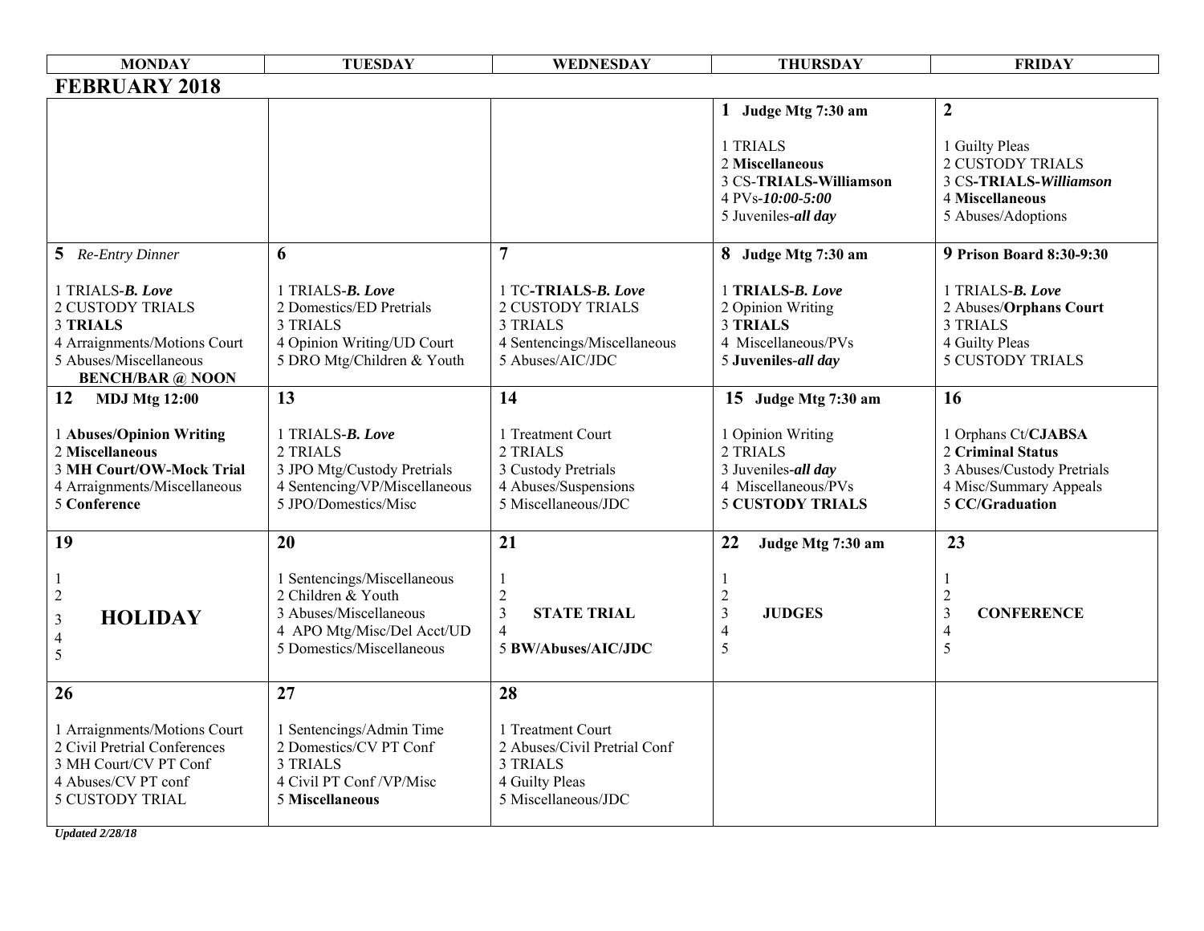## FEBRUARY 2018

| MONDAY | TUESDAY | WEDNESDAY | THURSDAY | FRIDAY |
|---|---|---|---|---|
| | | | **1 Judge Mtg 7:30 am**<br><br>1 TRIALS<br>2 **Miscellaneous**<br>3 CS-**TRIALS-Williamson**<br>4 PVs-***10:00-5:00***<br>5 Juveniles-***all day*** | **2**<br><br>1 Guilty Pleas<br>2 CUSTODY TRIALS<br>3 CS-**TRIALS-*Williamson***<br>4 **Miscellaneous**<br>5 Abuses/Adoptions |
| **5** *Re-Entry Dinner*<br><br>1 TRIALS-***B. Love***<br>2 CUSTODY TRIALS<br>3 **TRIALS**<br>4 Arraignments/Motions Court<br>5 Abuses/Miscellaneous<br>**BENCH/BAR @ NOON** | **6**<br><br>1 TRIALS-***B. Love***<br>2 Domestics/ED Pretrials<br>3 TRIALS<br>4 Opinion Writing/UD Court<br>5 DRO Mtg/Children & Youth | **7**<br><br>1 TC-**TRIALS-*B. Love***<br>2 CUSTODY TRIALS<br>3 TRIALS<br>4 Sentencings/Miscellaneous<br>5 Abuses/AIC/JDC | **8 Judge Mtg 7:30 am**<br><br>1 **TRIALS-*B. Love***<br>2 Opinion Writing<br>3 **TRIALS**<br>4 Miscellaneous/PVs<br>5 **Juveniles-*all day*** | **9 Prison Board 8:30-9:30**<br><br>1 TRIALS-***B. Love***<br>2 Abuses/**Orphans Court**<br>3 TRIALS<br>4 Guilty Pleas<br>5 CUSTODY TRIALS |
| **12 MDJ Mtg 12:00**<br><br>1 **Abuses/Opinion Writing**<br>2 **Miscellaneous**<br>3 **MH Court/OW-Mock Trial**<br>4 Arraignments/Miscellaneous<br>5 **Conference** | **13**<br><br>1 TRIALS-***B. Love***<br>2 TRIALS<br>3 JPO Mtg/Custody Pretrials<br>4 Sentencing/VP/Miscellaneous<br>5 JPO/Domestics/Misc | **14**<br><br>1 Treatment Court<br>2 TRIALS<br>3 Custody Pretrials<br>4 Abuses/Suspensions<br>5 Miscellaneous/JDC | **15 Judge Mtg 7:30 am**<br><br>1 Opinion Writing<br>2 TRIALS<br>3 Juveniles-***all day***<br>4 Miscellaneous/PVs<br>5 **CUSTODY TRIALS** | **16**<br><br>1 Orphans Ct/**CJABSA**<br>2 **Criminal Status**<br>3 Abuses/Custody Pretrials<br>4 Misc/Summary Appeals<br>5 **CC/Graduation** |
| **19**<br><br>1<br>2<br>3 **HOLIDAY**<br>4<br>5 | **20**<br><br>1 Sentencings/Miscellaneous<br>2 Children & Youth<br>3 Abuses/Miscellaneous<br>4 APO Mtg/Misc/Del Acct/UD<br>5 Domestics/Miscellaneous | **21**<br><br>1<br>2<br>3 **STATE TRIAL**<br>4<br>5 **BW/Abuses/AIC/JDC** | **22 Judge Mtg 7:30 am**<br><br>1<br>2<br>3 **JUDGES**<br>4<br>5 | **23**<br><br>1<br>2<br>3 **CONFERENCE**<br>4<br>5 |
| **26**<br><br>1 Arraignments/Motions Court<br>2 Civil Pretrial Conferences<br>3 MH Court/CV PT Conf<br>4 Abuses/CV PT conf<br>5 CUSTODY TRIAL | **27**<br><br>1 Sentencings/Admin Time<br>2 Domestics/CV PT Conf<br>3 TRIALS<br>4 Civil PT Conf /VP/Misc<br>5 **Miscellaneous** | **28**<br><br>1 Treatment Court<br>2 Abuses/Civil Pretrial Conf<br>3 TRIALS<br>4 Guilty Pleas<br>5 Miscellaneous/JDC | | |

***Updated 2/28/18***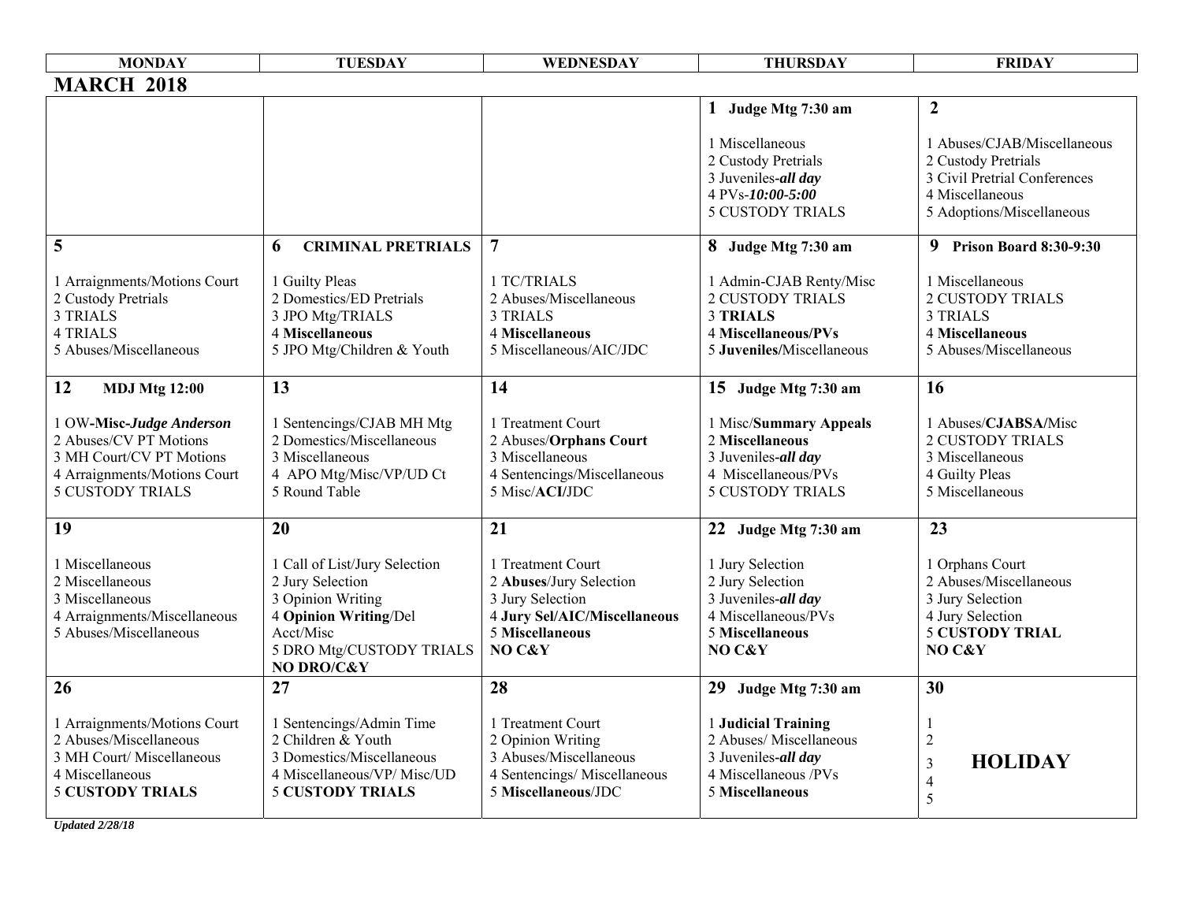## MARCH 2018

| MONDAY | TUESDAY | WEDNESDAY | THURSDAY | FRIDAY |
|---|---|---|---|---|
| | | | **1 Judge Mtg 7:30 am**<br><br>1 Miscellaneous<br>2 Custody Pretrials<br>3 Juveniles-***all day***<br>4 PVs-***10:00-5:00***<br>5 CUSTODY TRIALS | **2**<br><br>1 Abuses/CJAB/Miscellaneous<br>2 Custody Pretrials<br>3 Civil Pretrial Conferences<br>4 Miscellaneous<br>5 Adoptions/Miscellaneous |
| **5**<br><br>1 Arraignments/Motions Court<br>2 Custody Pretrials<br>3 TRIALS<br>4 TRIALS<br>5 Abuses/Miscellaneous | **6 CRIMINAL PRETRIALS**<br><br>1 Guilty Pleas<br>2 Domestics/ED Pretrials<br>3 JPO Mtg/TRIALS<br>4 **Miscellaneous**<br>5 JPO Mtg/Children & Youth | **7**<br><br>1 TC/TRIALS<br>2 Abuses/Miscellaneous<br>3 TRIALS<br>4 **Miscellaneous**<br>5 Miscellaneous/AIC/JDC | **8 Judge Mtg 7:30 am**<br><br>1 Admin-CJAB Renty/Misc<br>2 CUSTODY TRIALS<br>3 **TRIALS**<br>4 **Miscellaneous/PVs**<br>5 **Juveniles/**Miscellaneous | **9 Prison Board 8:30-9:30**<br><br>1 Miscellaneous<br>2 CUSTODY TRIALS<br>3 TRIALS<br>4 **Miscellaneous**<br>5 Abuses/Miscellaneous |
| **12 MDJ Mtg 12:00**<br><br>1 OW-**Misc-*Judge Anderson***<br>2 Abuses/CV PT Motions<br>3 MH Court/CV PT Motions<br>4 Arraignments/Motions Court<br>5 CUSTODY TRIALS | **13**<br><br>1 Sentencings/CJAB MH Mtg<br>2 Domestics/Miscellaneous<br>3 Miscellaneous<br>4 APO Mtg/Misc/VP/UD Ct<br>5 Round Table | **14**<br><br>1 Treatment Court<br>2 Abuses/**Orphans Court**<br>3 Miscellaneous<br>4 Sentencings/Miscellaneous<br>5 Misc/**ACI/**JDC | **15 Judge Mtg 7:30 am**<br><br>1 Misc/**Summary Appeals**<br>2 **Miscellaneous**<br>3 Juveniles-***all day***<br>4 Miscellaneous/PVs<br>5 CUSTODY TRIALS | **16**<br><br>1 Abuses/**CJABSA/**Misc<br>2 CUSTODY TRIALS<br>3 Miscellaneous<br>4 Guilty Pleas<br>5 Miscellaneous |
| **19**<br><br>1 Miscellaneous<br>2 Miscellaneous<br>3 Miscellaneous<br>4 Arraignments/Miscellaneous<br>5 Abuses/Miscellaneous | **20**<br><br>1 Call of List/Jury Selection<br>2 Jury Selection<br>3 Opinion Writing<br>4 **Opinion Writing**/Del Acct/Misc<br>5 DRO Mtg/CUSTODY TRIALS<br>**NO DRO/C&Y** | **21**<br><br>1 Treatment Court<br>2 **Abuses**/Jury Selection<br>3 Jury Selection<br>4 **Jury Sel/AIC/Miscellaneous**<br>5 **Miscellaneous**<br>**NO C&Y** | **22 Judge Mtg 7:30 am**<br><br>1 Jury Selection<br>2 Jury Selection<br>3 Juveniles-***all day***<br>4 Miscellaneous/PVs<br>5 **Miscellaneous**<br>**NO C&Y** | **23**<br><br>1 Orphans Court<br>2 Abuses/Miscellaneous<br>3 Jury Selection<br>4 Jury Selection<br>5 **CUSTODY TRIAL**<br>**NO C&Y** |
| **26**<br><br>1 Arraignments/Motions Court<br>2 Abuses/Miscellaneous<br>3 MH Court/ Miscellaneous<br>4 Miscellaneous<br>5 **CUSTODY TRIALS** | **27**<br><br>1 Sentencings/Admin Time<br>2 Children & Youth<br>3 Domestics/Miscellaneous<br>4 Miscellaneous/VP/ Misc/UD<br>5 **CUSTODY TRIALS** | **28**<br><br>1 Treatment Court<br>2 Opinion Writing<br>3 Abuses/Miscellaneous<br>4 Sentencings/ Miscellaneous<br>5 **Miscellaneous**/JDC | **29 Judge Mtg 7:30 am**<br><br>1 **Judicial Training**<br>2 Abuses/ Miscellaneous<br>3 Juveniles-***all day***<br>4 Miscellaneous /PVs<br>5 **Miscellaneous** | **30**<br><br>1<br>2<br>3 **HOLIDAY**<br>4<br>5 |

***Updated 2/28/18***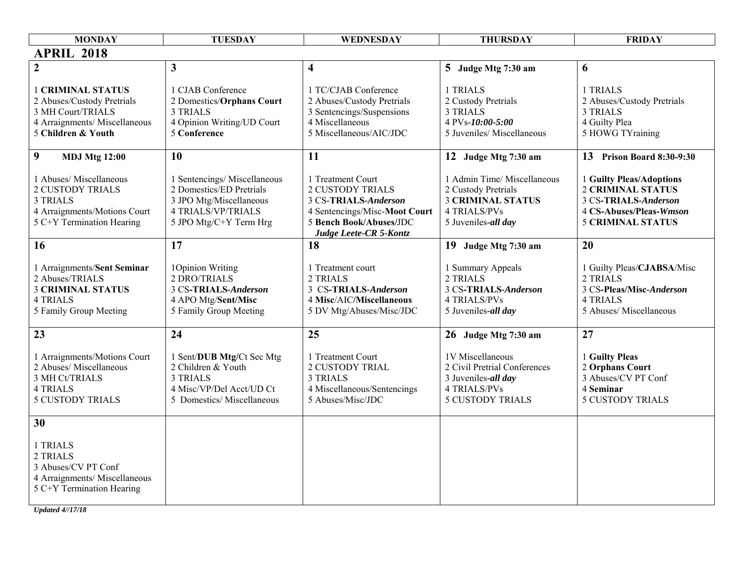| MONDAY | TUESDAY | WEDNESDAY | THURSDAY | FRIDAY |
|---|---|---|---|---|
| **APRIL 2018** | | | | |
| **2**<br><br>1 **CRIMINAL STATUS**<br>2 Abuses/Custody Pretrials<br>3 MH Court/TRIALS<br>4 Arraignments/ Miscellaneous<br>5 **Children & Youth** | **3**<br><br>1 CJAB Conference<br>2 Domestics/**Orphans Court**<br>3 TRIALS<br>4 Opinion Writing/UD Court<br>5 **Conference** | **4**<br><br>1 TC/CJAB Conference<br>2 Abuses/Custody Pretrials<br>3 Sentencings/Suspensions<br>4 Miscellaneous<br>5 Miscellaneous/AIC/JDC | **5 Judge Mtg 7:30 am**<br><br>1 TRIALS<br>2 Custody Pretrials<br>3 TRIALS<br>4 PVs-***10:00-5:00***<br>5 Juveniles/ Miscellaneous | **6**<br><br>1 TRIALS<br>2 Abuses/Custody Pretrials<br>3 TRIALS<br>4 Guilty Plea<br>5 HOWG TYraining |
| **9 MDJ Mtg 12:00**<br><br>1 Abuses/ Miscellaneous<br>2 CUSTODY TRIALS<br>3 TRIALS<br>4 Arraignments/Motions Court<br>5 C+Y Termination Hearing | **10**<br><br>1 Sentencings/ Miscellaneous<br>2 Domestics/ED Pretrials<br>3 JPO Mtg/Miscellaneous<br>4 TRIALS/VP/TRIALS<br>5 JPO Mtg/C+Y Term Hrg | **11**<br><br>1 Treatment Court<br>2 CUSTODY TRIALS<br>3 CS-**TRIALS-*Anderson***<br>4 Sentencings/Misc-**Moot Court**<br>5 **Bench Book/Abuses/**JDC<br>***Judge Leete-CR 5-Kontz*** | **12 Judge Mtg 7:30 am**<br><br>1 Admin Time/ Miscellaneous<br>2 Custody Pretrials<br>3 **CRIMINAL STATUS**<br>4 TRIALS/PVs<br>5 Juveniles-***all day*** | **13 Prison Board 8:30-9:30**<br><br>1 **Guilty Pleas/Adoptions**<br>2 **CRIMINAL STATUS**<br>3 CS**-TRIALS-*Anderson***<br>4 **CS-Abuses/Pleas-*Wmson***<br>5 **CRIMINAL STATUS** |
| **16**<br><br>1 Arraignments/**Sent Seminar**<br>2 Abuses/TRIALS<br>3 **CRIMINAL STATUS**<br>4 TRIALS<br>5 Family Group Meeting | **17**<br><br>1Opinion Writing<br>2 DRO/TRIALS<br>3 CS**-TRIALS-*Anderson***<br>4 APO Mtg/**Sent/Misc**<br>5 Family Group Meeting | **18**<br><br>1 Treatment court<br>2 TRIALS<br>3 CS**-TRIALS-*Anderson***<br>4 **Misc**/AIC/**Miscellaneous**<br>5 DV Mtg/Abuses/Misc/JDC | **19 Judge Mtg 7:30 am**<br><br>1 Summary Appeals<br>2 TRIALS<br>3 CS**-TRIALS-*Anderson***<br>4 TRIALS/PVs<br>5 Juveniles-***all day*** | **20**<br><br>1 Guilty Pleas/**CJABSA**/Misc<br>2 TRIALS<br>3 CS**-Pleas/Misc-*Anderson***<br>4 TRIALS<br>5 Abuses/ Miscellaneous |
| **23**<br><br>1 Arraignments/Motions Court<br>2 Abuses/ Miscellaneous<br>3 MH Ct/TRIALS<br>4 TRIALS<br>5 CUSTODY TRIALS | **24**<br><br>1 Sent/**DUB Mtg/**Ct Sec Mtg<br>2 Children & Youth<br>3 TRIALS<br>4 Misc/VP/Del Acct/UD Ct<br>5 Domestics/ Miscellaneous | **25**<br><br>1 Treatment Court<br>2 CUSTODY TRIAL<br>3 TRIALS<br>4 Miscellaneous/Sentencings<br>5 Abuses/Misc/JDC | **26 Judge Mtg 7:30 am**<br><br>1V Miscellaneous<br>2 Civil Pretrial Conferences<br>3 Juveniles-***all day***<br>4 TRIALS/PVs<br>5 CUSTODY TRIALS | **27**<br><br>1 **Guilty Pleas**<br>2 **Orphans Court**<br>3 Abuses/CV PT Conf<br>4 **Seminar**<br>5 CUSTODY TRIALS |
| **30**<br><br>1 TRIALS<br>2 TRIALS<br>3 Abuses/CV PT Conf<br>4 Arraignments/ Miscellaneous<br>5 C+Y Termination Hearing | | | | |

***Updated 4//17/18***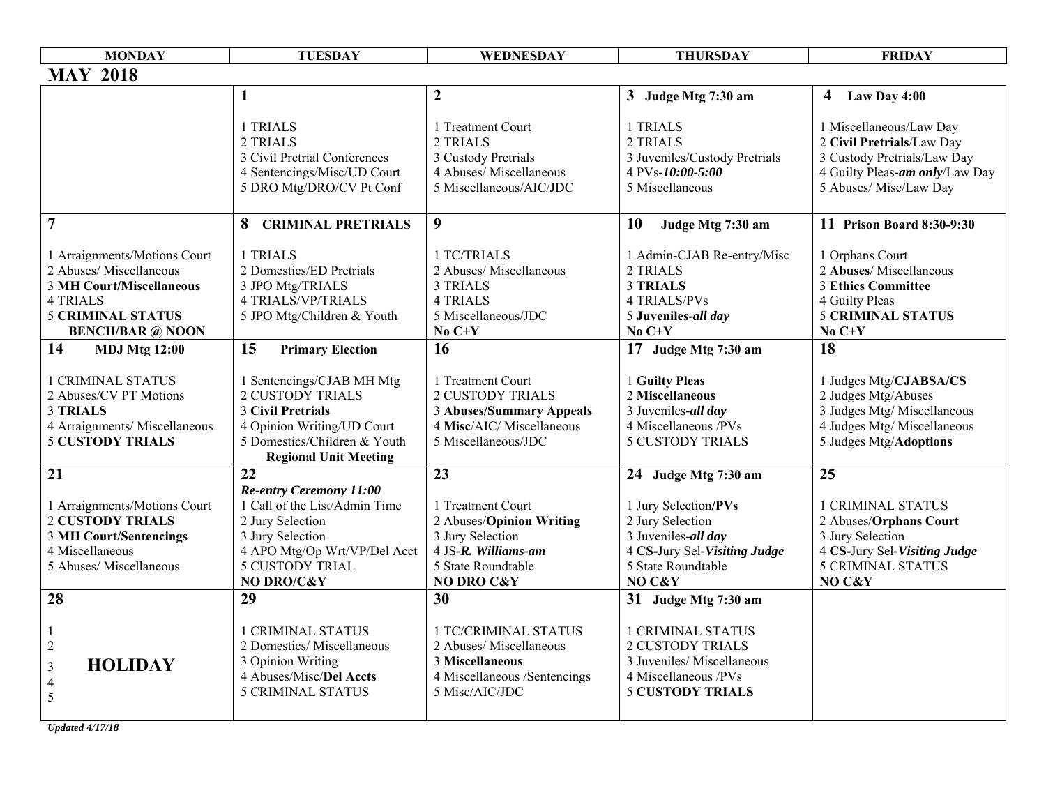| MONDAY | TUESDAY | WEDNESDAY | THURSDAY | FRIDAY |
|---|---|---|---|---|
| **MAY 2018** | | | | |
| | **1**<br><br>1 TRIALS<br>2 TRIALS<br>3 Civil Pretrial Conferences<br>4 Sentencings/Misc/UD Court<br>5 DRO Mtg/DRO/CV Pt Conf | **2**<br><br>1 Treatment Court<br>2 TRIALS<br>3 Custody Pretrials<br>4 Abuses/ Miscellaneous<br>5 Miscellaneous/AIC/JDC | **3 Judge Mtg 7:30 am**<br><br>1 TRIALS<br>2 TRIALS<br>3 Juveniles/Custody Pretrials<br>4 PVs-***10:00-5:00***<br>5 Miscellaneous | **4 Law Day 4:00**<br><br>1 Miscellaneous/Law Day<br>2 **Civil Pretrials**/Law Day<br>3 Custody Pretrials/Law Day<br>4 Guilty Pleas-***am only***/Law Day<br>5 Abuses/ Misc/Law Day |
| **7**<br><br>1 Arraignments/Motions Court<br>2 Abuses/ Miscellaneous<br>3 **MH Court/Miscellaneous**<br>4 TRIALS<br>5 **CRIMINAL STATUS**<br>**BENCH/BAR @ NOON** | **8 CRIMINAL PRETRIALS**<br><br>1 TRIALS<br>2 Domestics/ED Pretrials<br>3 JPO Mtg/TRIALS<br>4 TRIALS/VP/TRIALS<br>5 JPO Mtg/Children & Youth | **9**<br><br>1 TC/TRIALS<br>2 Abuses/ Miscellaneous<br>3 TRIALS<br>4 TRIALS<br>5 Miscellaneous/JDC<br>**No C+Y** | **10 Judge Mtg 7:30 am**<br><br>1 Admin-CJAB Re-entry/Misc<br>2 TRIALS<br>3 **TRIALS**<br>4 TRIALS/PVs<br>5 **Juveniles-*all day***<br>**No C+Y** | **11 Prison Board 8:30-9:30**<br><br>1 Orphans Court<br>2 **Abuses**/ Miscellaneous<br>3 **Ethics Committee**<br>4 Guilty Pleas<br>5 **CRIMINAL STATUS**<br>**No C+Y** |
| **14 MDJ Mtg 12:00**<br><br>1 CRIMINAL STATUS<br>2 Abuses/CV PT Motions<br>3 **TRIALS**<br>4 Arraignments/ Miscellaneous<br>5 **CUSTODY TRIALS** | **15 Primary Election**<br><br>1 Sentencings/CJAB MH Mtg<br>2 CUSTODY TRIALS<br>3 **Civil Pretrials**<br>4 Opinion Writing/UD Court<br>5 Domestics/Children & Youth<br>**Regional Unit Meeting** | **16**<br><br>1 Treatment Court<br>2 CUSTODY TRIALS<br>3 **Abuses/Summary Appeals**<br>4 **Misc**/AIC/ Miscellaneous<br>5 Miscellaneous/JDC | **17 Judge Mtg 7:30 am**<br><br>1 **Guilty Pleas**<br>2 **Miscellaneous**<br>3 Juveniles-***all day***<br>4 Miscellaneous /PVs<br>5 CUSTODY TRIALS | **18**<br><br>1 Judges Mtg/**CJABSA/CS**<br>2 Judges Mtg/Abuses<br>3 Judges Mtg/ Miscellaneous<br>4 Judges Mtg/ Miscellaneous<br>5 Judges Mtg/**Adoptions** |
| **21**<br><br>1 Arraignments/Motions Court<br>2 **CUSTODY TRIALS**<br>3 **MH Court/Sentencings**<br>4 Miscellaneous<br>5 Abuses/ Miscellaneous | **22**<br>***Re-entry Ceremony 11:00***<br>1 Call of the List/Admin Time<br>2 Jury Selection<br>3 Jury Selection<br>4 APO Mtg/Op Wrt/VP/Del Acct<br>5 CUSTODY TRIAL<br>**NO DRO/C&Y** | **23**<br><br>1 Treatment Court<br>2 Abuses/**Opinion Writing**<br>3 Jury Selection<br>4 JS-***R. Williams-am***<br>5 State Roundtable<br>**NO DRO C&Y** | **24 Judge Mtg 7:30 am**<br><br>1 Jury Selection/**PVs**<br>2 Jury Selection<br>3 Juveniles-***all day***<br>4 **CS-**Jury Sel-***Visiting Judge***<br>5 State Roundtable<br>**NO C&Y** | **25**<br><br>1 CRIMINAL STATUS<br>2 Abuses/**Orphans Court**<br>3 Jury Selection<br>4 **CS-**Jury Sel-***Visiting Judge***<br>5 CRIMINAL STATUS<br>**NO C&Y** |
| **28**<br><br>1<br>2<br>3 **HOLIDAY**<br>4<br>5 | **29**<br><br>1 CRIMINAL STATUS<br>2 Domestics/ Miscellaneous<br>3 Opinion Writing<br>4 Abuses/Misc/**Del Accts**<br>5 CRIMINAL STATUS | **30**<br><br>1 TC/CRIMINAL STATUS<br>2 Abuses/ Miscellaneous<br>3 **Miscellaneous**<br>4 Miscellaneous /Sentencings<br>5 Misc/AIC/JDC | **31 Judge Mtg 7:30 am**<br><br>1 CRIMINAL STATUS<br>2 CUSTODY TRIALS<br>3 Juveniles/ Miscellaneous<br>4 Miscellaneous /PVs<br>5 **CUSTODY TRIALS** | |

***Updated 4/17/18***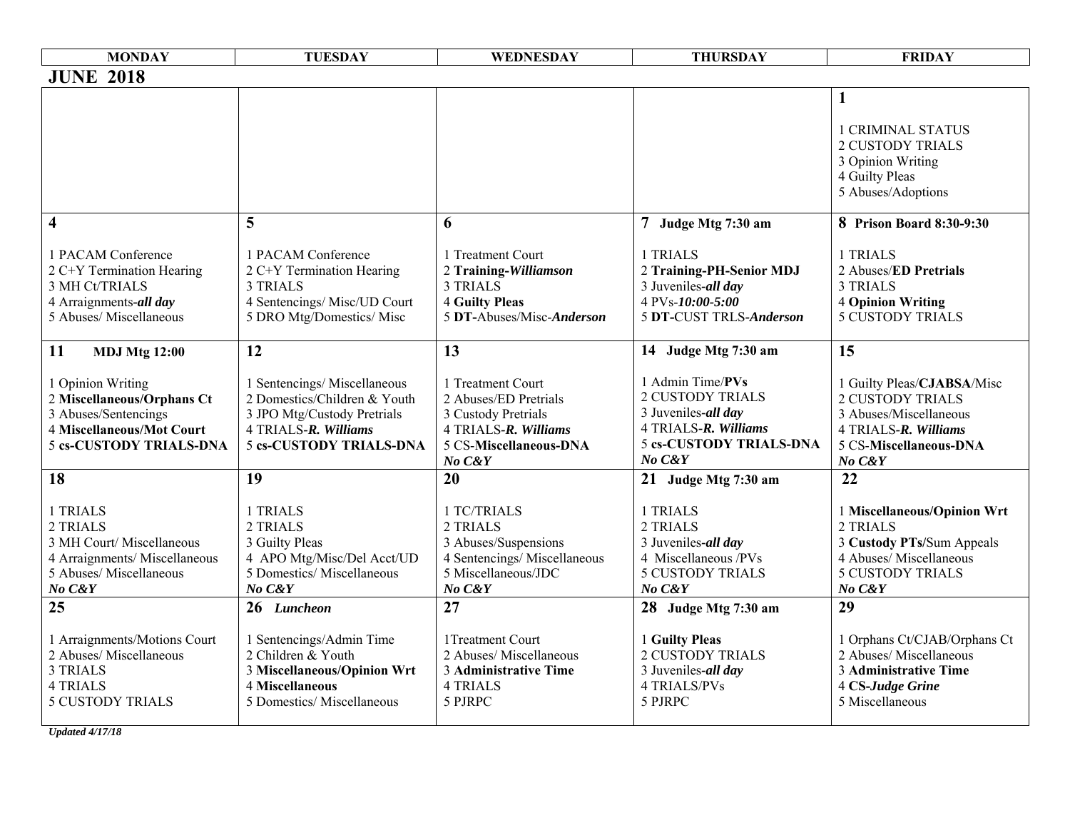## JUNE 2018

| MONDAY | TUESDAY | WEDNESDAY | THURSDAY | FRIDAY |
|---|---|---|---|---|
| | | | | **1**<br><br>1 CRIMINAL STATUS<br>2 CUSTODY TRIALS<br>3 Opinion Writing<br>4 Guilty Pleas<br>5 Abuses/Adoptions |
| **4**<br><br>1 PACAM Conference<br>2 C+Y Termination Hearing<br>3 MH Ct/TRIALS<br>4 Arraignments-***all day***<br>5 Abuses/ Miscellaneous | **5**<br><br>1 PACAM Conference<br>2 C+Y Termination Hearing<br>3 TRIALS<br>4 Sentencings/ Misc/UD Court<br>5 DRO Mtg/Domestics/ Misc | **6**<br><br>1 Treatment Court<br>2 **Training-*Williamson***<br>3 TRIALS<br>4 **Guilty Pleas**<br>5 **DT-**Abuses/Misc-***Anderson*** | **7 Judge Mtg 7:30 am**<br><br>1 TRIALS<br>2 **Training-PH-Senior MDJ**<br>3 Juveniles-***all day***<br>4 PVs-***10:00-5:00***<br>5 **DT-**CUST TRLS-***Anderson*** | **8 Prison Board 8:30-9:30**<br><br>1 TRIALS<br>2 Abuses/**ED Pretrials**<br>3 TRIALS<br>4 **Opinion Writing**<br>5 CUSTODY TRIALS |
| **11 MDJ Mtg 12:00**<br><br>1 Opinion Writing<br>2 **Miscellaneous/Orphans Ct**<br>3 Abuses/Sentencings<br>4 **Miscellaneous/Mot Court**<br>5 **cs-CUSTODY TRIALS-DNA** | **12**<br><br>1 Sentencings/ Miscellaneous<br>2 Domestics/Children & Youth<br>3 JPO Mtg/Custody Pretrials<br>4 TRIALS-***R. Williams***<br>5 **cs-CUSTODY TRIALS-DNA** | **13**<br><br>1 Treatment Court<br>2 Abuses/ED Pretrials<br>3 Custody Pretrials<br>4 TRIALS-***R. Williams***<br>5 CS-**Miscellaneous-DNA**<br>***No C&Y*** | **14 Judge Mtg 7:30 am**<br><br>1 Admin Time/**PVs**<br>2 CUSTODY TRIALS<br>3 Juveniles-***all day***<br>4 TRIALS-***R. Williams***<br>5 **cs-CUSTODY TRIALS-DNA**<br>***No C&Y*** | **15**<br><br>1 Guilty Pleas/**CJABSA**/Misc<br>2 CUSTODY TRIALS<br>3 Abuses/Miscellaneous<br>4 TRIALS-***R. Williams***<br>5 CS-**Miscellaneous-DNA**<br>***No C&Y*** |
| **18**<br><br>1 TRIALS<br>2 TRIALS<br>3 MH Court/ Miscellaneous<br>4 Arraignments/ Miscellaneous<br>5 Abuses/ Miscellaneous<br>***No C&Y*** | **19**<br><br>1 TRIALS<br>2 TRIALS<br>3 Guilty Pleas<br>4 APO Mtg/Misc/Del Acct/UD<br>5 Domestics/ Miscellaneous<br>***No C&Y*** | **20**<br><br>1 TC/TRIALS<br>2 TRIALS<br>3 Abuses/Suspensions<br>4 Sentencings/ Miscellaneous<br>5 Miscellaneous/JDC<br>***No C&Y*** | **21 Judge Mtg 7:30 am**<br><br>1 TRIALS<br>2 TRIALS<br>3 Juveniles-***all day***<br>4 Miscellaneous /PVs<br>5 CUSTODY TRIALS<br>***No C&Y*** | **22**<br><br>1 **Miscellaneous/Opinion Wrt**<br>2 TRIALS<br>3 **Custody PTs/**Sum Appeals<br>4 Abuses/ Miscellaneous<br>5 CUSTODY TRIALS<br>***No C&Y*** |
| **25**<br><br>1 Arraignments/Motions Court<br>2 Abuses/ Miscellaneous<br>3 TRIALS<br>4 TRIALS<br>5 CUSTODY TRIALS | **26 *Luncheon***<br><br>1 Sentencings/Admin Time<br>2 Children & Youth<br>3 **Miscellaneous/Opinion Wrt**<br>4 **Miscellaneous**<br>5 Domestics/ Miscellaneous | **27**<br><br>1Treatment Court<br>2 Abuses/ Miscellaneous<br>3 **Administrative Time**<br>4 TRIALS<br>5 PJRPC | **28 Judge Mtg 7:30 am**<br><br>1 **Guilty Pleas**<br>2 CUSTODY TRIALS<br>3 Juveniles-***all day***<br>4 TRIALS/PVs<br>5 PJRPC | **29**<br><br>1 Orphans Ct/CJAB/Orphans Ct<br>2 Abuses/ Miscellaneous<br>3 **Administrative Time**<br>4 **CS-*Judge Grine***<br>5 Miscellaneous |

***Updated 4/17/18***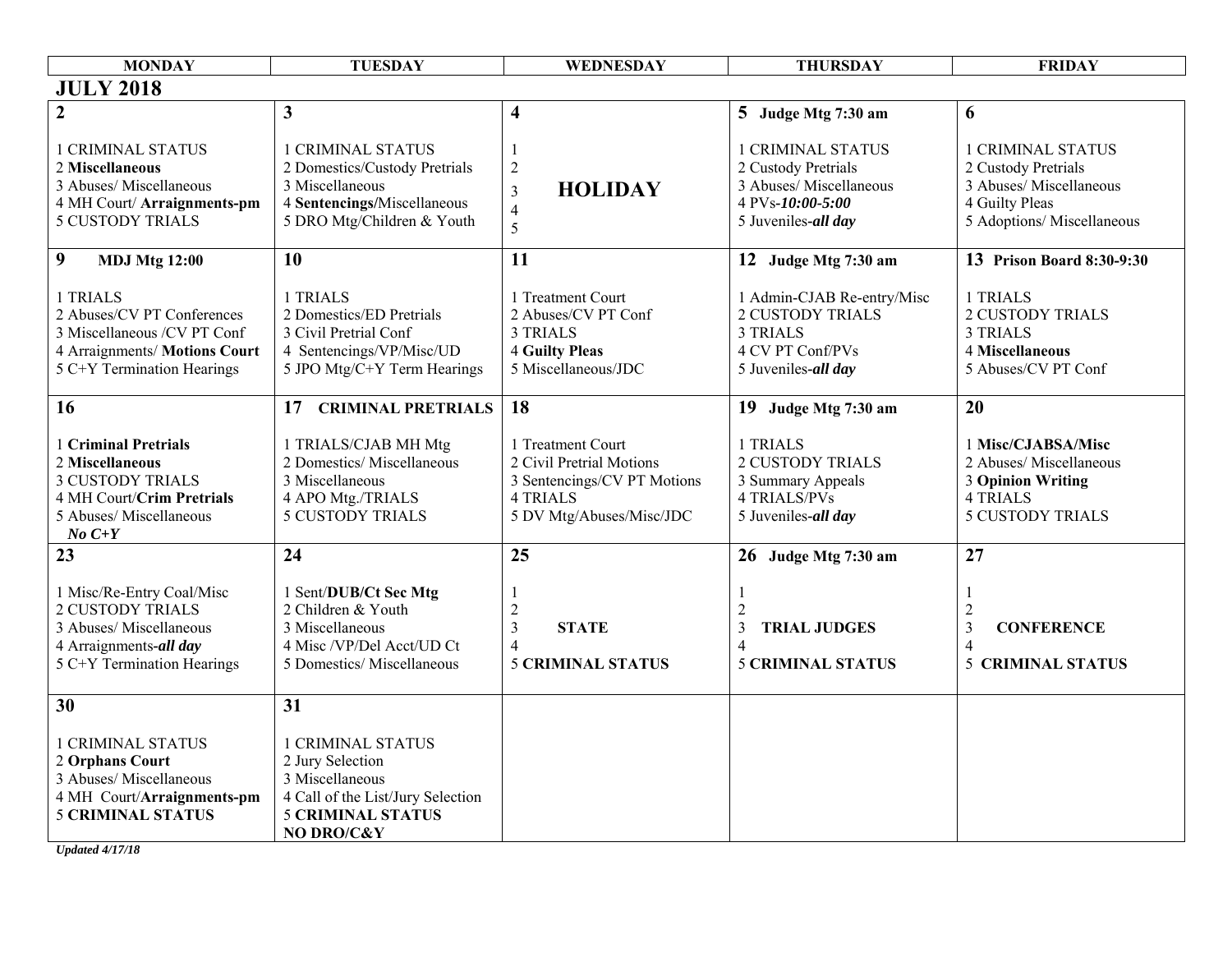## JULY 2018

| MONDAY | TUESDAY | WEDNESDAY | THURSDAY | FRIDAY |
|---|---|---|---|---|
| **2**<br><br>1 CRIMINAL STATUS<br>2 **Miscellaneous**<br>3 Abuses/ Miscellaneous<br>4 MH Court/ **Arraignments-pm**<br>5 CUSTODY TRIALS | **3**<br><br>1 CRIMINAL STATUS<br>2 Domestics/Custody Pretrials<br>3 Miscellaneous<br>4 **Sentencings**/Miscellaneous<br>5 DRO Mtg/Children & Youth | **4**<br><br>1<br>2<br>3 **HOLIDAY**<br>4<br>5 | **5 Judge Mtg 7:30 am**<br><br>1 CRIMINAL STATUS<br>2 Custody Pretrials<br>3 Abuses/ Miscellaneous<br>4 PVs-***10:00-5:00***<br>5 Juveniles-***all day*** | **6**<br><br>1 CRIMINAL STATUS<br>2 Custody Pretrials<br>3 Abuses/ Miscellaneous<br>4 Guilty Pleas<br>5 Adoptions/ Miscellaneous |
| **9 MDJ Mtg 12:00**<br><br>1 TRIALS<br>2 Abuses/CV PT Conferences<br>3 Miscellaneous /CV PT Conf<br>4 Arraignments/ **Motions Court**<br>5 C+Y Termination Hearings | **10**<br><br>1 TRIALS<br>2 Domestics/ED Pretrials<br>3 Civil Pretrial Conf<br>4 Sentencings/VP/Misc/UD<br>5 JPO Mtg/C+Y Term Hearings | **11**<br><br>1 Treatment Court<br>2 Abuses/CV PT Conf<br>3 TRIALS<br>4 **Guilty Pleas**<br>5 Miscellaneous/JDC | **12 Judge Mtg 7:30 am**<br><br>1 Admin-CJAB Re-entry/Misc<br>2 CUSTODY TRIALS<br>3 TRIALS<br>4 CV PT Conf/PVs<br>5 Juveniles-***all day*** | **13 Prison Board 8:30-9:30**<br><br>1 TRIALS<br>2 CUSTODY TRIALS<br>3 TRIALS<br>4 **Miscellaneous**<br>5 Abuses/CV PT Conf |
| **16**<br><br>1 **Criminal Pretrials**<br>2 **Miscellaneous**<br>3 CUSTODY TRIALS<br>4 MH Court/**Crim Pretrials**<br>5 Abuses/ Miscellaneous<br>***No C+Y*** | **17 CRIMINAL PRETRIALS**<br><br>1 TRIALS/CJAB MH Mtg<br>2 Domestics/ Miscellaneous<br>3 Miscellaneous<br>4 APO Mtg./TRIALS<br>5 CUSTODY TRIALS | **18**<br><br>1 Treatment Court<br>2 Civil Pretrial Motions<br>3 Sentencings/CV PT Motions<br>4 TRIALS<br>5 DV Mtg/Abuses/Misc/JDC | **19 Judge Mtg 7:30 am**<br><br>1 TRIALS<br>2 CUSTODY TRIALS<br>3 Summary Appeals<br>4 TRIALS/PVs<br>5 Juveniles-***all day*** | **20**<br><br>1 **Misc/CJABSA/Misc**<br>2 Abuses/ Miscellaneous<br>3 **Opinion Writing**<br>4 TRIALS<br>5 CUSTODY TRIALS |
| **23**<br><br>1 Misc/Re-Entry Coal/Misc<br>2 CUSTODY TRIALS<br>3 Abuses/ Miscellaneous<br>4 Arraignments-***all day***<br>5 C+Y Termination Hearings | **24**<br><br>1 Sent/**DUB/Ct Sec Mtg**<br>2 Children & Youth<br>3 Miscellaneous<br>4 Misc /VP/Del Acct/UD Ct<br>5 Domestics/ Miscellaneous | **25**<br><br>1<br>2<br>3 **STATE**<br>4<br>5 **CRIMINAL STATUS** | **26 Judge Mtg 7:30 am**<br><br>1<br>2<br>3 **TRIAL JUDGES**<br>4<br>5 **CRIMINAL STATUS** | **27**<br><br>1<br>2<br>3 **CONFERENCE**<br>4<br>5 **CRIMINAL STATUS** |
| **30**<br><br>1 CRIMINAL STATUS<br>2 **Orphans Court**<br>3 Abuses/ Miscellaneous<br>4 MH Court/**Arraignments-pm**<br>5 **CRIMINAL STATUS** | **31**<br><br>1 CRIMINAL STATUS<br>2 Jury Selection<br>3 Miscellaneous<br>4 Call of the List/Jury Selection<br>5 **CRIMINAL STATUS**<br>**NO DRO/C&Y** | | | |

***Updated 4/17/18***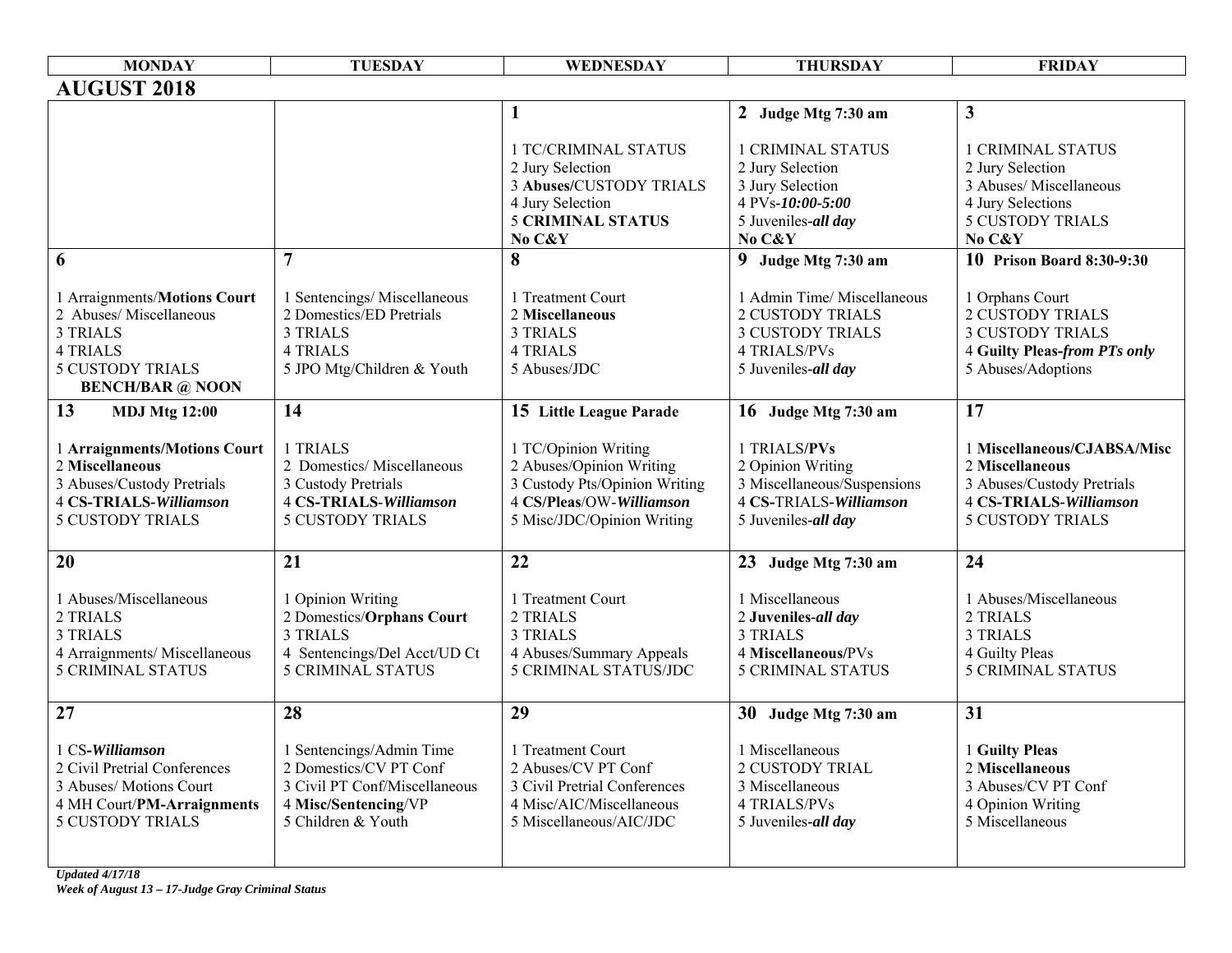## AUGUST 2018

| MONDAY | TUESDAY | WEDNESDAY | THURSDAY | FRIDAY |
|---|---|---|---|---|
| | | **1**<br><br>1 TC/CRIMINAL STATUS<br>2 Jury Selection<br>3 **Abuses**/CUSTODY TRIALS<br>4 Jury Selection<br>5 **CRIMINAL STATUS**<br>**No C&Y** | **2 Judge Mtg 7:30 am**<br><br>1 CRIMINAL STATUS<br>2 Jury Selection<br>3 Jury Selection<br>4 PVs-***10:00-5:00***<br>5 Juveniles-***all day***<br>**No C&Y** | **3**<br><br>1 CRIMINAL STATUS<br>2 Jury Selection<br>3 Abuses/ Miscellaneous<br>4 Jury Selections<br>5 CUSTODY TRIALS<br>**No C&Y** |
| **6**<br><br>1 Arraignments/**Motions Court**<br>2 Abuses/ Miscellaneous<br>3 TRIALS<br>4 TRIALS<br>5 CUSTODY TRIALS<br>**BENCH/BAR @ NOON** | **7**<br><br>1 Sentencings/ Miscellaneous<br>2 Domestics/ED Pretrials<br>3 TRIALS<br>4 TRIALS<br>5 JPO Mtg/Children & Youth | **8**<br><br>1 Treatment Court<br>2 **Miscellaneous**<br>3 TRIALS<br>4 TRIALS<br>5 Abuses/JDC | **9 Judge Mtg 7:30 am**<br><br>1 Admin Time/ Miscellaneous<br>2 CUSTODY TRIALS<br>3 CUSTODY TRIALS<br>4 TRIALS/PVs<br>5 Juveniles-***all day*** | **10 Prison Board 8:30-9:30**<br><br>1 Orphans Court<br>2 CUSTODY TRIALS<br>3 CUSTODY TRIALS<br>4 **Guilty Pleas-*from PTs only***<br>5 Abuses/Adoptions |
| **13 MDJ Mtg 12:00**<br><br>1 **Arraignments/Motions Court**<br>2 **Miscellaneous**<br>3 Abuses/Custody Pretrials<br>4 **CS-TRIALS-*Williamson***<br>5 CUSTODY TRIALS | **14**<br><br>1 TRIALS<br>2 Domestics/ Miscellaneous<br>3 Custody Pretrials<br>4 **CS-TRIALS-*Williamson***<br>5 CUSTODY TRIALS | **15 Little League Parade**<br><br>1 TC/Opinion Writing<br>2 Abuses/Opinion Writing<br>3 Custody Pts/Opinion Writing<br>4 **CS/Pleas**/OW-***Williamson***<br>5 Misc/JDC/Opinion Writing | **16 Judge Mtg 7:30 am**<br><br>1 TRIALS/**PVs**<br>2 Opinion Writing<br>3 Miscellaneous/Suspensions<br>4 **CS**-TRIALS-***Williamson***<br>5 Juveniles-***all day*** | **17**<br><br>1 **Miscellaneous/CJABSA/Misc**<br>2 **Miscellaneous**<br>3 Abuses/Custody Pretrials<br>4 **CS-TRIALS-*Williamson***<br>5 CUSTODY TRIALS |
| **20**<br><br>1 Abuses/Miscellaneous<br>2 TRIALS<br>3 TRIALS<br>4 Arraignments/ Miscellaneous<br>5 CRIMINAL STATUS | **21**<br><br>1 Opinion Writing<br>2 Domestics/**Orphans Court**<br>3 TRIALS<br>4 Sentencings/Del Acct/UD Ct<br>5 CRIMINAL STATUS | **22**<br><br>1 Treatment Court<br>2 TRIALS<br>3 TRIALS<br>4 Abuses/Summary Appeals<br>5 CRIMINAL STATUS/JDC | **23 Judge Mtg 7:30 am**<br><br>1 Miscellaneous<br>2 **Juveniles-*all day***<br>3 TRIALS<br>4 **Miscellaneous/**PVs<br>5 CRIMINAL STATUS | **24**<br><br>1 Abuses/Miscellaneous<br>2 TRIALS<br>3 TRIALS<br>4 Guilty Pleas<br>5 CRIMINAL STATUS |
| **27**<br><br>1 CS-***Williamson***<br>2 Civil Pretrial Conferences<br>3 Abuses/ Motions Court<br>4 MH Court/**PM-Arraignments**<br>5 CUSTODY TRIALS | **28**<br><br>1 Sentencings/Admin Time<br>2 Domestics/CV PT Conf<br>3 Civil PT Conf/Miscellaneous<br>4 **Misc/Sentencing**/VP<br>5 Children & Youth | **29**<br><br>1 Treatment Court<br>2 Abuses/CV PT Conf<br>3 Civil Pretrial Conferences<br>4 Misc/AIC/Miscellaneous<br>5 Miscellaneous/AIC/JDC | **30 Judge Mtg 7:30 am**<br><br>1 Miscellaneous<br>2 CUSTODY TRIAL<br>3 Miscellaneous<br>4 TRIALS/PVs<br>5 Juveniles-***all day*** | **31**<br><br>1 **Guilty Pleas**<br>2 **Miscellaneous**<br>3 Abuses/CV PT Conf<br>4 Opinion Writing<br>5 Miscellaneous |

***Updated 4/17/18***
***Week of August 13 – 17-Judge Gray Criminal Status***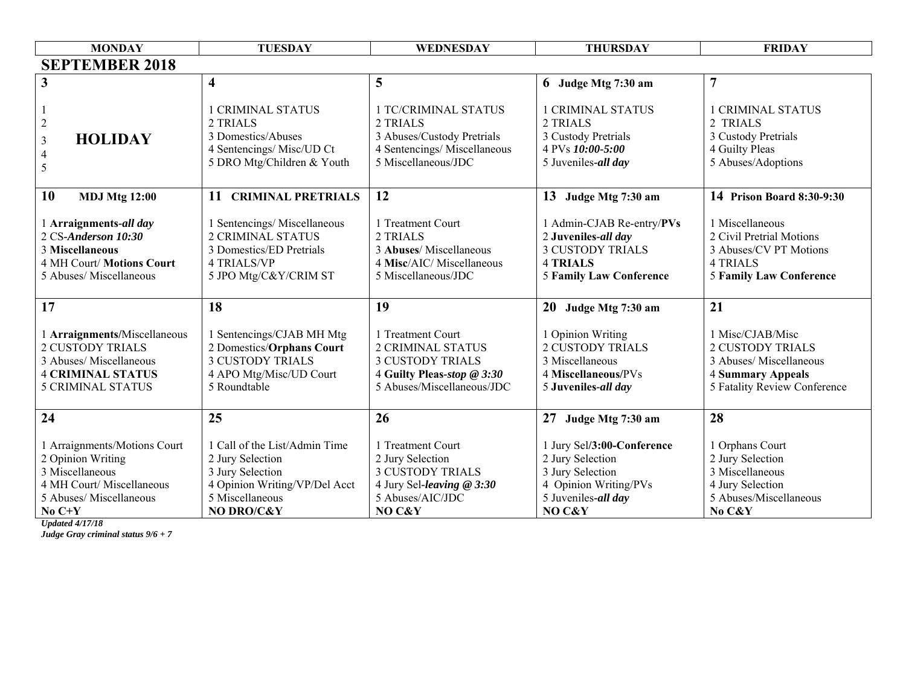## SEPTEMBER 2018

| MONDAY | TUESDAY | WEDNESDAY | THURSDAY | FRIDAY |
|---|---|---|---|---|
| **3**<br><br>1<br>2<br>3 **HOLIDAY**<br>4<br>5 | **4**<br><br>1 CRIMINAL STATUS<br>2 TRIALS<br>3 Domestics/Abuses<br>4 Sentencings/ Misc/UD Ct<br>5 DRO Mtg/Children & Youth | **5**<br><br>1 TC/CRIMINAL STATUS<br>2 TRIALS<br>3 Abuses/Custody Pretrials<br>4 Sentencings/ Miscellaneous<br>5 Miscellaneous/JDC | **6 Judge Mtg 7:30 am**<br><br>1 CRIMINAL STATUS<br>2 TRIALS<br>3 Custody Pretrials<br>4 PVs ***10:00-5:00***<br>5 Juveniles-***all day*** | **7**<br><br>1 CRIMINAL STATUS<br>2 TRIALS<br>3 Custody Pretrials<br>4 Guilty Pleas<br>5 Abuses/Adoptions |
| **10 MDJ Mtg 12:00**<br><br>1 **Arraignments-*all day***<br>2 CS-***Anderson 10:30***<br>3 **Miscellaneous**<br>4 MH Court/ **Motions Court**<br>5 Abuses/ Miscellaneous | **11 CRIMINAL PRETRIALS**<br><br>1 Sentencings/ Miscellaneous<br>2 CRIMINAL STATUS<br>3 Domestics/ED Pretrials<br>4 TRIALS/VP<br>5 JPO Mtg/C&Y/CRIM ST | **12**<br><br>1 Treatment Court<br>2 TRIALS<br>3 **Abuses**/ Miscellaneous<br>4 **Misc**/AIC/ Miscellaneous<br>5 Miscellaneous/JDC | **13 Judge Mtg 7:30 am**<br><br>1 Admin-CJAB Re-entry/**PVs**<br>2 **Juveniles-*all day***<br>3 CUSTODY TRIALS<br>4 **TRIALS**<br>5 **Family Law Conference** | **14 Prison Board 8:30-9:30**<br><br>1 Miscellaneous<br>2 Civil Pretrial Motions<br>3 Abuses/CV PT Motions<br>4 TRIALS<br>5 **Family Law Conference** |
| **17**<br><br>1 **Arraignments**/Miscellaneous<br>2 CUSTODY TRIALS<br>3 Abuses/ Miscellaneous<br>4 **CRIMINAL STATUS**<br>5 CRIMINAL STATUS | **18**<br><br>1 Sentencings/CJAB MH Mtg<br>2 Domestics/**Orphans Court**<br>3 CUSTODY TRIALS<br>4 APO Mtg/Misc/UD Court<br>5 Roundtable | **19**<br><br>1 Treatment Court<br>2 CRIMINAL STATUS<br>3 CUSTODY TRIALS<br>4 **Guilty Pleas-*stop @ 3:30***<br>5 Abuses/Miscellaneous/JDC | **20 Judge Mtg 7:30 am**<br><br>1 Opinion Writing<br>2 CUSTODY TRIALS<br>3 Miscellaneous<br>4 **Miscellaneous/**PVs<br>5 **Juveniles-*all day*** | **21**<br><br>1 Misc/CJAB/Misc<br>2 CUSTODY TRIALS<br>3 Abuses/ Miscellaneous<br>4 **Summary Appeals**<br>5 Fatality Review Conference |
| **24**<br><br>1 Arraignments/Motions Court<br>2 Opinion Writing<br>3 Miscellaneous<br>4 MH Court/ Miscellaneous<br>5 Abuses/ Miscellaneous<br>**No C+Y** | **25**<br><br>1 Call of the List/Admin Time<br>2 Jury Selection<br>3 Jury Selection<br>4 Opinion Writing/VP/Del Acct<br>5 Miscellaneous<br>**NO DRO/C&Y** | **26**<br><br>1 Treatment Court<br>2 Jury Selection<br>3 CUSTODY TRIALS<br>4 Jury Sel-***leaving @ 3:30***<br>5 Abuses/AIC/JDC<br>**NO C&Y** | **27 Judge Mtg 7:30 am**<br><br>1 Jury Sel/**3:00-Conference**<br>2 Jury Selection<br>3 Jury Selection<br>4 Opinion Writing/PVs<br>5 Juveniles-***all day***<br>**NO C&Y** | **28**<br><br>1 Orphans Court<br>2 Jury Selection<br>3 Miscellaneous<br>4 Jury Selection<br>5 Abuses/Miscellaneous<br>**No C&Y** |

***Updated 4/17/18***
***Judge Gray criminal status 9/6 + 7***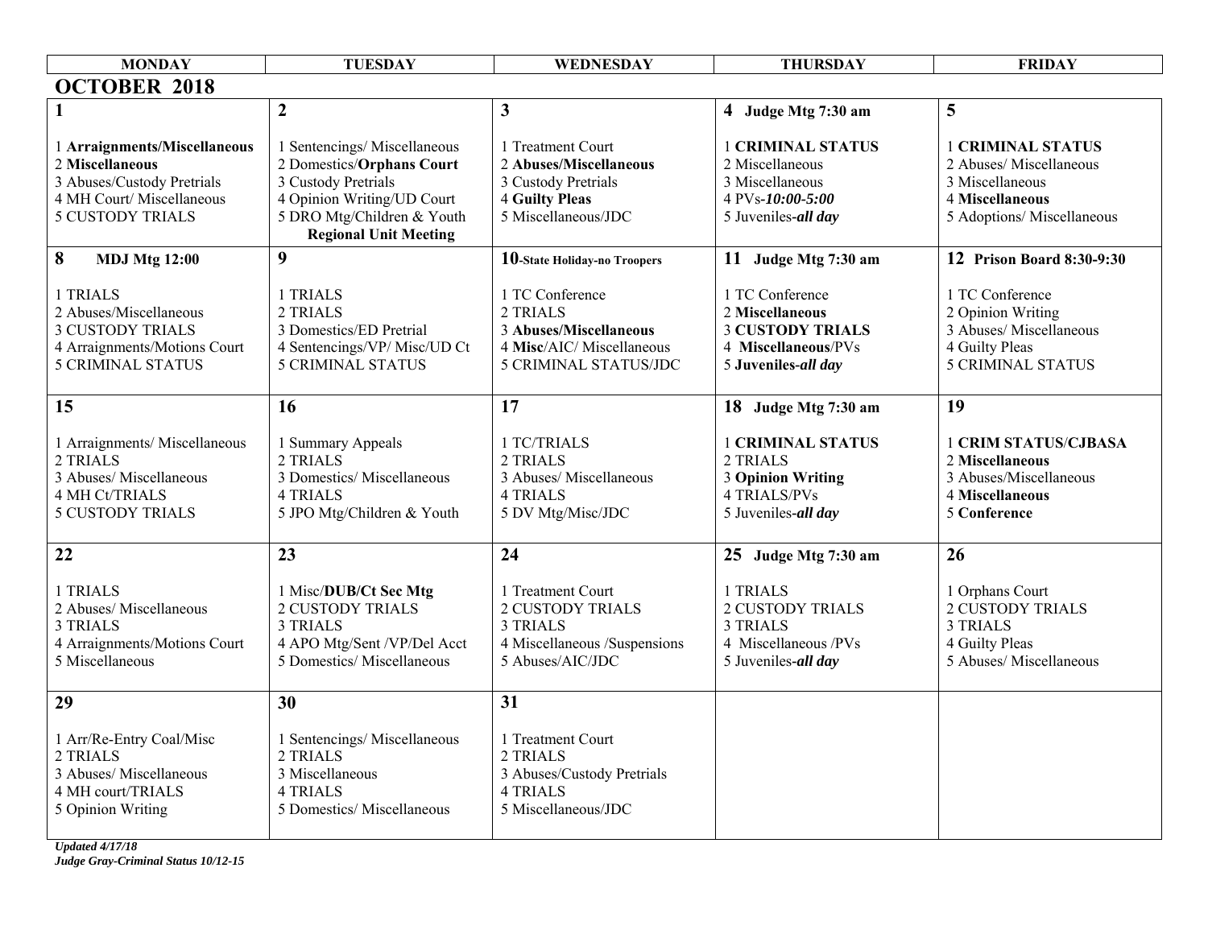## OCTOBER 2018

| MONDAY | TUESDAY | WEDNESDAY | THURSDAY | FRIDAY |
|---|---|---|---|---|
| **1**<br><br>1 **Arraignments/Miscellaneous**<br>2 **Miscellaneous**<br>3 Abuses/Custody Pretrials<br>4 MH Court/ Miscellaneous<br>5 CUSTODY TRIALS | **2**<br><br>1 Sentencings/ Miscellaneous<br>2 Domestics/**Orphans Court**<br>3 Custody Pretrials<br>4 Opinion Writing/UD Court<br>5 DRO Mtg/Children & Youth<br>**Regional Unit Meeting** | **3**<br><br>1 Treatment Court<br>2 **Abuses/Miscellaneous**<br>3 Custody Pretrials<br>4 **Guilty Pleas**<br>5 Miscellaneous/JDC | **4 Judge Mtg 7:30 am**<br><br>1 **CRIMINAL STATUS**<br>2 Miscellaneous<br>3 Miscellaneous<br>4 PVs-***10:00-5:00***<br>5 Juveniles-***all day*** | **5**<br><br>1 **CRIMINAL STATUS**<br>2 Abuses/ Miscellaneous<br>3 Miscellaneous<br>4 **Miscellaneous**<br>5 Adoptions/ Miscellaneous |
| **8 MDJ Mtg 12:00**<br><br>1 TRIALS<br>2 Abuses/Miscellaneous<br>3 CUSTODY TRIALS<br>4 Arraignments/Motions Court<br>5 CRIMINAL STATUS | **9**<br><br>1 TRIALS<br>2 TRIALS<br>3 Domestics/ED Pretrial<br>4 Sentencings/VP/ Misc/UD Ct<br>5 CRIMINAL STATUS | **10-State Holiday-no Troopers**<br><br>1 TC Conference<br>2 TRIALS<br>3 **Abuses/Miscellaneous**<br>4 **Misc**/AIC/ Miscellaneous<br>5 CRIMINAL STATUS/JDC | **11 Judge Mtg 7:30 am**<br><br>1 TC Conference<br>2 **Miscellaneous**<br>3 **CUSTODY TRIALS**<br>4 **Miscellaneous**/PVs<br>5 **Juveniles-*all day*** | **12 Prison Board 8:30-9:30**<br><br>1 TC Conference<br>2 Opinion Writing<br>3 Abuses/ Miscellaneous<br>4 Guilty Pleas<br>5 CRIMINAL STATUS |
| **15**<br><br>1 Arraignments/ Miscellaneous<br>2 TRIALS<br>3 Abuses/ Miscellaneous<br>4 MH Ct/TRIALS<br>5 CUSTODY TRIALS | **16**<br><br>1 Summary Appeals<br>2 TRIALS<br>3 Domestics/ Miscellaneous<br>4 TRIALS<br>5 JPO Mtg/Children & Youth | **17**<br><br>1 TC/TRIALS<br>2 TRIALS<br>3 Abuses/ Miscellaneous<br>4 TRIALS<br>5 DV Mtg/Misc/JDC | **18 Judge Mtg 7:30 am**<br><br>1 **CRIMINAL STATUS**<br>2 TRIALS<br>3 **Opinion Writing**<br>4 TRIALS/PVs<br>5 Juveniles-***all day*** | **19**<br><br>1 **CRIM STATUS/CJBASA**<br>2 **Miscellaneous**<br>3 Abuses/Miscellaneous<br>4 **Miscellaneous**<br>5 **Conference** |
| **22**<br><br>1 TRIALS<br>2 Abuses/ Miscellaneous<br>3 TRIALS<br>4 Arraignments/Motions Court<br>5 Miscellaneous | **23**<br><br>1 Misc/**DUB/Ct Sec Mtg**<br>2 CUSTODY TRIALS<br>3 TRIALS<br>4 APO Mtg/Sent /VP/Del Acct<br>5 Domestics/ Miscellaneous | **24**<br><br>1 Treatment Court<br>2 CUSTODY TRIALS<br>3 TRIALS<br>4 Miscellaneous /Suspensions<br>5 Abuses/AIC/JDC | **25 Judge Mtg 7:30 am**<br><br>1 TRIALS<br>2 CUSTODY TRIALS<br>3 TRIALS<br>4 Miscellaneous /PVs<br>5 Juveniles-***all day*** | **26**<br><br>1 Orphans Court<br>2 CUSTODY TRIALS<br>3 TRIALS<br>4 Guilty Pleas<br>5 Abuses/ Miscellaneous |
| **29**<br><br>1 Arr/Re-Entry Coal/Misc<br>2 TRIALS<br>3 Abuses/ Miscellaneous<br>4 MH court/TRIALS<br>5 Opinion Writing | **30**<br><br>1 Sentencings/ Miscellaneous<br>2 TRIALS<br>3 Miscellaneous<br>4 TRIALS<br>5 Domestics/ Miscellaneous | **31**<br><br>1 Treatment Court<br>2 TRIALS<br>3 Abuses/Custody Pretrials<br>4 TRIALS<br>5 Miscellaneous/JDC | | |

***Updated 4/17/18***
***Judge Gray-Criminal Status 10/12-15***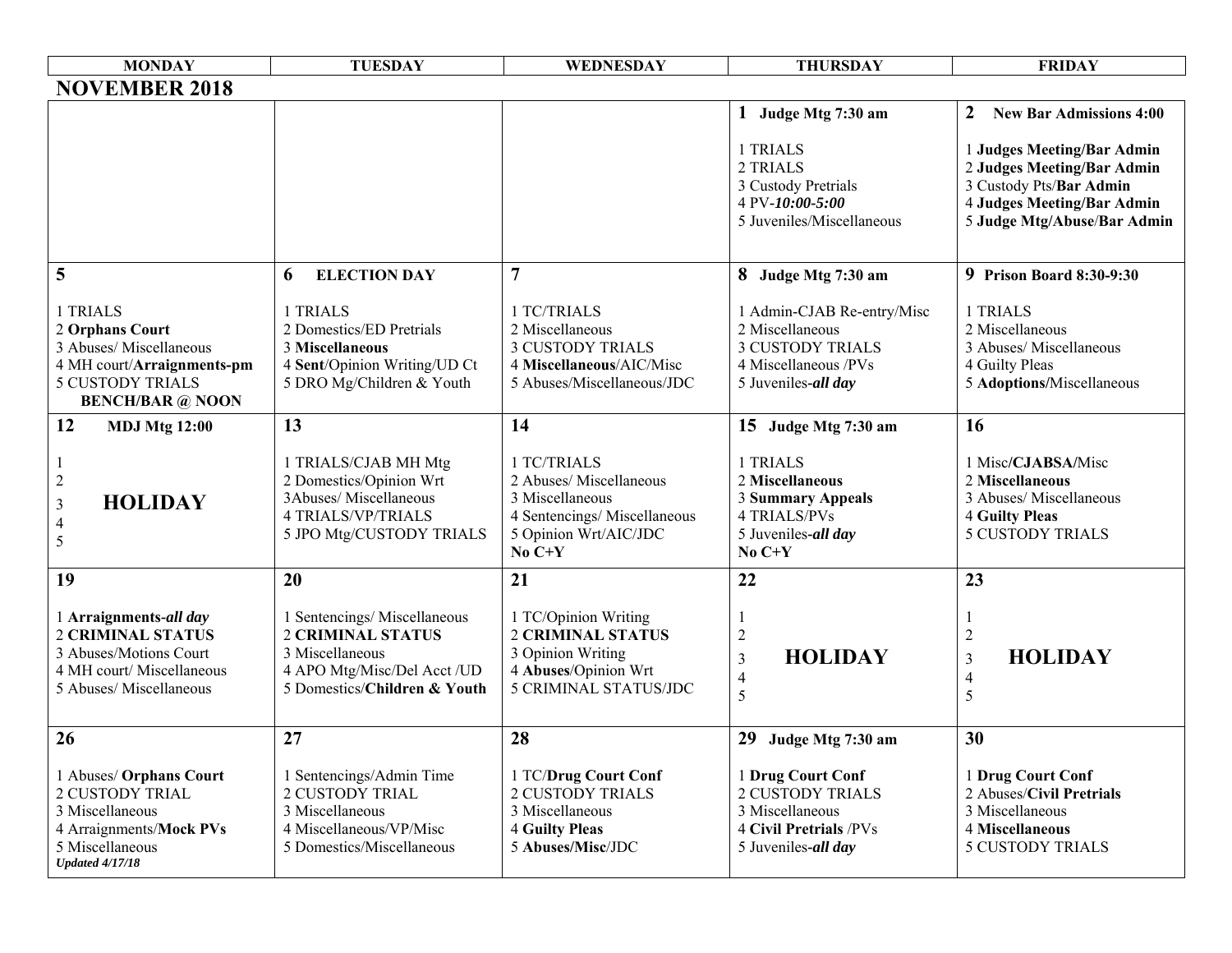## NOVEMBER 2018

| MONDAY | TUESDAY | WEDNESDAY | THURSDAY | FRIDAY |
|---|---|---|---|---|
| | | | **1 Judge Mtg 7:30 am**<br><br>1 TRIALS<br>2 TRIALS<br>3 Custody Pretrials<br>4 PV-***10:00-5:00***<br>5 Juveniles/Miscellaneous | **2 New Bar Admissions 4:00**<br><br>1 **Judges Meeting/Bar Admin**<br>2 **Judges Meeting/Bar Admin**<br>3 Custody Pts/**Bar Admin**<br>4 **Judges Meeting/Bar Admin**<br>5 **Judge Mtg/Abuse/Bar Admin** |
| **5**<br><br>1 TRIALS<br>2 **Orphans Court**<br>3 Abuses/ Miscellaneous<br>4 MH court/**Arraignments-pm**<br>5 CUSTODY TRIALS<br>**BENCH/BAR @ NOON** | **6 ELECTION DAY**<br><br>1 TRIALS<br>2 Domestics/ED Pretrials<br>3 **Miscellaneous**<br>4 **Sent**/Opinion Writing/UD Ct<br>5 DRO Mg/Children & Youth | **7**<br><br>1 TC/TRIALS<br>2 Miscellaneous<br>3 CUSTODY TRIALS<br>4 **Miscellaneous**/AIC/Misc<br>5 Abuses/Miscellaneous/JDC | **8 Judge Mtg 7:30 am**<br><br>1 Admin-CJAB Re-entry/Misc<br>2 Miscellaneous<br>3 CUSTODY TRIALS<br>4 Miscellaneous /PVs<br>5 Juveniles-***all day*** | **9 Prison Board 8:30-9:30**<br><br>1 TRIALS<br>2 Miscellaneous<br>3 Abuses/ Miscellaneous<br>4 Guilty Pleas<br>5 **Adoptions/**Miscellaneous |
| **12 MDJ Mtg 12:00**<br><br>1<br>2<br>3 **HOLIDAY**<br>4<br>5 | **13**<br><br>1 TRIALS/CJAB MH Mtg<br>2 Domestics/Opinion Wrt<br>3Abuses/ Miscellaneous<br>4 TRIALS/VP/TRIALS<br>5 JPO Mtg/CUSTODY TRIALS | **14**<br><br>1 TC/TRIALS<br>2 Abuses/ Miscellaneous<br>3 Miscellaneous<br>4 Sentencings/ Miscellaneous<br>5 Opinion Wrt/AIC/JDC<br>**No C+Y** | **15 Judge Mtg 7:30 am**<br><br>1 TRIALS<br>2 **Miscellaneous**<br>3 **Summary Appeals**<br>4 TRIALS/PVs<br>5 Juveniles-***all day***<br>**No C+Y** | **16**<br><br>1 Misc/**CJABSA/**Misc<br>2 **Miscellaneous**<br>3 Abuses/ Miscellaneous<br>4 **Guilty Pleas**<br>5 CUSTODY TRIALS |
| **19**<br><br>1 **Arraignments-*all day***<br>2 **CRIMINAL STATUS**<br>3 Abuses/Motions Court<br>4 MH court/ Miscellaneous<br>5 Abuses/ Miscellaneous | **20**<br><br>1 Sentencings/ Miscellaneous<br>2 **CRIMINAL STATUS**<br>3 Miscellaneous<br>4 APO Mtg/Misc/Del Acct /UD<br>5 Domestics/**Children & Youth** | **21**<br><br>1 TC/Opinion Writing<br>2 **CRIMINAL STATUS**<br>3 Opinion Writing<br>4 **Abuses**/Opinion Wrt<br>5 CRIMINAL STATUS/JDC | **22**<br><br>1<br>2<br>3 **HOLIDAY**<br>4<br>5 | **23**<br><br>1<br>2<br>3 **HOLIDAY**<br>4<br>5 |
| **26**<br><br>1 Abuses/ **Orphans Court**<br>2 CUSTODY TRIAL<br>3 Miscellaneous<br>4 Arraignments/**Mock PVs**<br>5 Miscellaneous<br>***Updated 4/17/18*** | **27**<br><br>1 Sentencings/Admin Time<br>2 CUSTODY TRIAL<br>3 Miscellaneous<br>4 Miscellaneous/VP/Misc<br>5 Domestics/Miscellaneous | **28**<br><br>1 TC/**Drug Court Conf**<br>2 CUSTODY TRIALS<br>3 Miscellaneous<br>4 **Guilty Pleas**<br>5 **Abuses/Misc**/JDC | **29 Judge Mtg 7:30 am**<br><br>1 **Drug Court Conf**<br>2 CUSTODY TRIALS<br>3 Miscellaneous<br>4 **Civil Pretrials** /PVs<br>5 Juveniles-***all day*** | **30**<br><br>1 **Drug Court Conf**<br>2 Abuses/**Civil Pretrials**<br>3 Miscellaneous<br>4 **Miscellaneous**<br>5 CUSTODY TRIALS |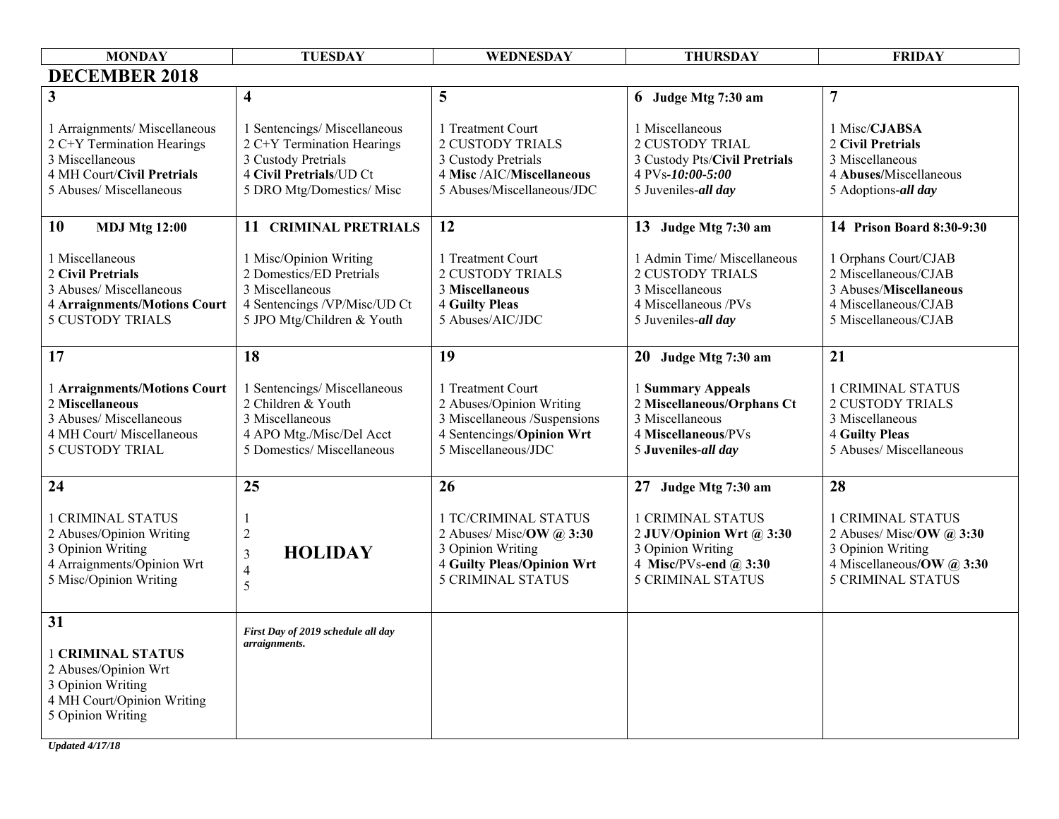| MONDAY | TUESDAY | WEDNESDAY | THURSDAY | FRIDAY |
|---|---|---|---|---|
| **DECEMBER 2018** | | | | |
| **3**<br><br>1 Arraignments/ Miscellaneous<br>2 C+Y Termination Hearings<br>3 Miscellaneous<br>4 MH Court/**Civil Pretrials**<br>5 Abuses/ Miscellaneous | **4**<br><br>1 Sentencings/ Miscellaneous<br>2 C+Y Termination Hearings<br>3 Custody Pretrials<br>4 **Civil Pretrials**/UD Ct<br>5 DRO Mtg/Domestics/ Misc | **5**<br><br>1 Treatment Court<br>2 CUSTODY TRIALS<br>3 Custody Pretrials<br>4 **Misc** /AIC/**Miscellaneous**<br>5 Abuses/Miscellaneous/JDC | **6 Judge Mtg 7:30 am**<br><br>1 Miscellaneous<br>2 CUSTODY TRIAL<br>3 Custody Pts/**Civil Pretrials**<br>4 PVs-***10:00-5:00***<br>5 Juveniles-***all day*** | **7**<br><br>1 Misc/**CJABSA**<br>2 **Civil Pretrials**<br>3 Miscellaneous<br>4 **Abuses/**Miscellaneous<br>5 Adoptions-***all day*** |
| **10 MDJ Mtg 12:00**<br><br>1 Miscellaneous<br>2 **Civil Pretrials**<br>3 Abuses/ Miscellaneous<br>4 **Arraignments/Motions Court**<br>5 CUSTODY TRIALS | **11 CRIMINAL PRETRIALS**<br><br>1 Misc/Opinion Writing<br>2 Domestics/ED Pretrials<br>3 Miscellaneous<br>4 Sentencings /VP/Misc/UD Ct<br>5 JPO Mtg/Children & Youth | **12**<br><br>1 Treatment Court<br>2 CUSTODY TRIALS<br>3 **Miscellaneous**<br>4 **Guilty Pleas**<br>5 Abuses/AIC/JDC | **13 Judge Mtg 7:30 am**<br><br>1 Admin Time/ Miscellaneous<br>2 CUSTODY TRIALS<br>3 Miscellaneous<br>4 Miscellaneous /PVs<br>5 Juveniles-***all day*** | **14 Prison Board 8:30-9:30**<br><br>1 Orphans Court/CJAB<br>2 Miscellaneous/CJAB<br>3 Abuses/**Miscellaneous**<br>4 Miscellaneous/CJAB<br>5 Miscellaneous/CJAB |
| **17**<br><br>1 **Arraignments/Motions Court**<br>2 **Miscellaneous**<br>3 Abuses/ Miscellaneous<br>4 MH Court/ Miscellaneous<br>5 CUSTODY TRIAL | **18**<br><br>1 Sentencings/ Miscellaneous<br>2 Children & Youth<br>3 Miscellaneous<br>4 APO Mtg./Misc/Del Acct<br>5 Domestics/ Miscellaneous | **19**<br><br>1 Treatment Court<br>2 Abuses/Opinion Writing<br>3 Miscellaneous /Suspensions<br>4 Sentencings/**Opinion Wrt**<br>5 Miscellaneous/JDC | **20 Judge Mtg 7:30 am**<br><br>1 **Summary Appeals**<br>2 **Miscellaneous/Orphans Ct**<br>3 Miscellaneous<br>4 **Miscellaneous**/PVs<br>5 **Juveniles-*all day*** | **21**<br><br>1 CRIMINAL STATUS<br>2 CUSTODY TRIALS<br>3 Miscellaneous<br>4 **Guilty Pleas**<br>5 Abuses/ Miscellaneous |
| **24**<br><br>1 CRIMINAL STATUS<br>2 Abuses/Opinion Writing<br>3 Opinion Writing<br>4 Arraignments/Opinion Wrt<br>5 Misc/Opinion Writing | **25**<br><br>1<br>2<br>3 **HOLIDAY**<br>4<br>5 | **26**<br><br>1 TC/CRIMINAL STATUS<br>2 Abuses/ Misc/**OW @ 3:30**<br>3 Opinion Writing<br>4 **Guilty Pleas/Opinion Wrt**<br>5 CRIMINAL STATUS | **27 Judge Mtg 7:30 am**<br><br>1 CRIMINAL STATUS<br>2 **JUV**/**Opinion Wrt @ 3:30**<br>3 Opinion Writing<br>4 **Misc/**PVs**-end @ 3:30**<br>5 CRIMINAL STATUS | **28**<br><br>1 CRIMINAL STATUS<br>2 Abuses/ Misc/**OW @ 3:30**<br>3 Opinion Writing<br>4 Miscellaneous/**OW @ 3:30**<br>5 CRIMINAL STATUS |
| **31**<br><br>1 **CRIMINAL STATUS**<br>2 Abuses/Opinion Wrt<br>3 Opinion Writing<br>4 MH Court/Opinion Writing<br>5 Opinion Writing | ***First Day of 2019 schedule all day arraignments.*** | | | |

***Updated 4/17/18***